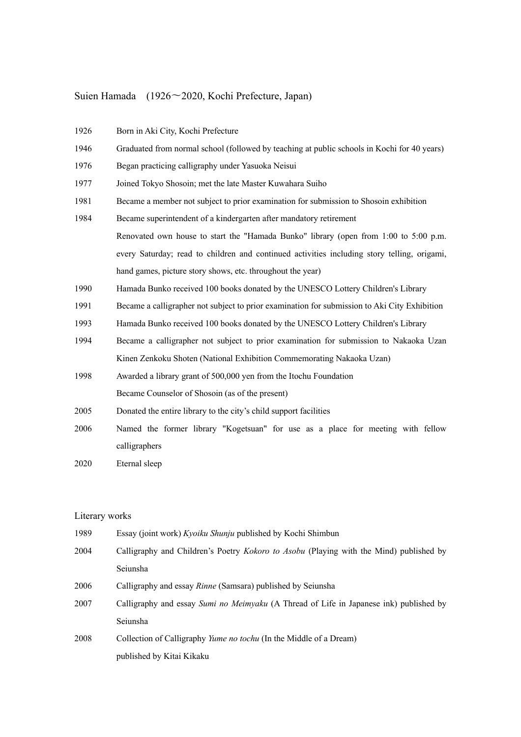# Suien Hamada (1926～2020, Kochi Prefecture, Japan)

| | |
|---|---|
| 1926 | Born in Aki City, Kochi Prefecture |
| 1946 | Graduated from normal school (followed by teaching at public schools in Kochi for 40 years) |
| 1976 | Began practicing calligraphy under Yasuoka Neisui |
| 1977 | Joined Tokyo Shosoin; met the late Master Kuwahara Suiho |
| 1981 | Became a member not subject to prior examination for submission to Shosoin exhibition |
| 1984 | Became superintendent of a kindergarten after mandatory retirement |
| | Renovated own house to start the "Hamada Bunko" library (open from 1:00 to 5:00 p.m. every Saturday; read to children and continued activities including story telling, origami, hand games, picture story shows, etc. throughout the year) |
| 1990 | Hamada Bunko received 100 books donated by the UNESCO Lottery Children's Library |
| 1991 | Became a calligrapher not subject to prior examination for submission to Aki City Exhibition |
| 1993 | Hamada Bunko received 100 books donated by the UNESCO Lottery Children's Library |
| 1994 | Became a calligrapher not subject to prior examination for submission to Nakaoka Uzan Kinen Zenkoku Shoten (National Exhibition Commemorating Nakaoka Uzan) |
| 1998 | Awarded a library grant of 500,000 yen from the Itochu Foundation |
| | Became Counselor of Shosoin (as of the present) |
| 2005 | Donated the entire library to the city's child support facilities |
| 2006 | Named the former library "Kogetsuan" for use as a place for meeting with fellow calligraphers |
| 2020 | Eternal sleep |

## Literary works

| | |
|---|---|
| 1989 | Essay (joint work) *Kyoiku Shunju* published by Kochi Shimbun |
| 2004 | Calligraphy and Children's Poetry *Kokoro to Asobu* (Playing with the Mind) published by Seiunsha |
| 2006 | Calligraphy and essay *Rinne* (Samsara) published by Seiunsha |
| 2007 | Calligraphy and essay *Sumi no Meimyaku* (A Thread of Life in Japanese ink) published by Seiunsha |
| 2008 | Collection of Calligraphy *Yume no tochu* (In the Middle of a Dream) published by Kitai Kikaku |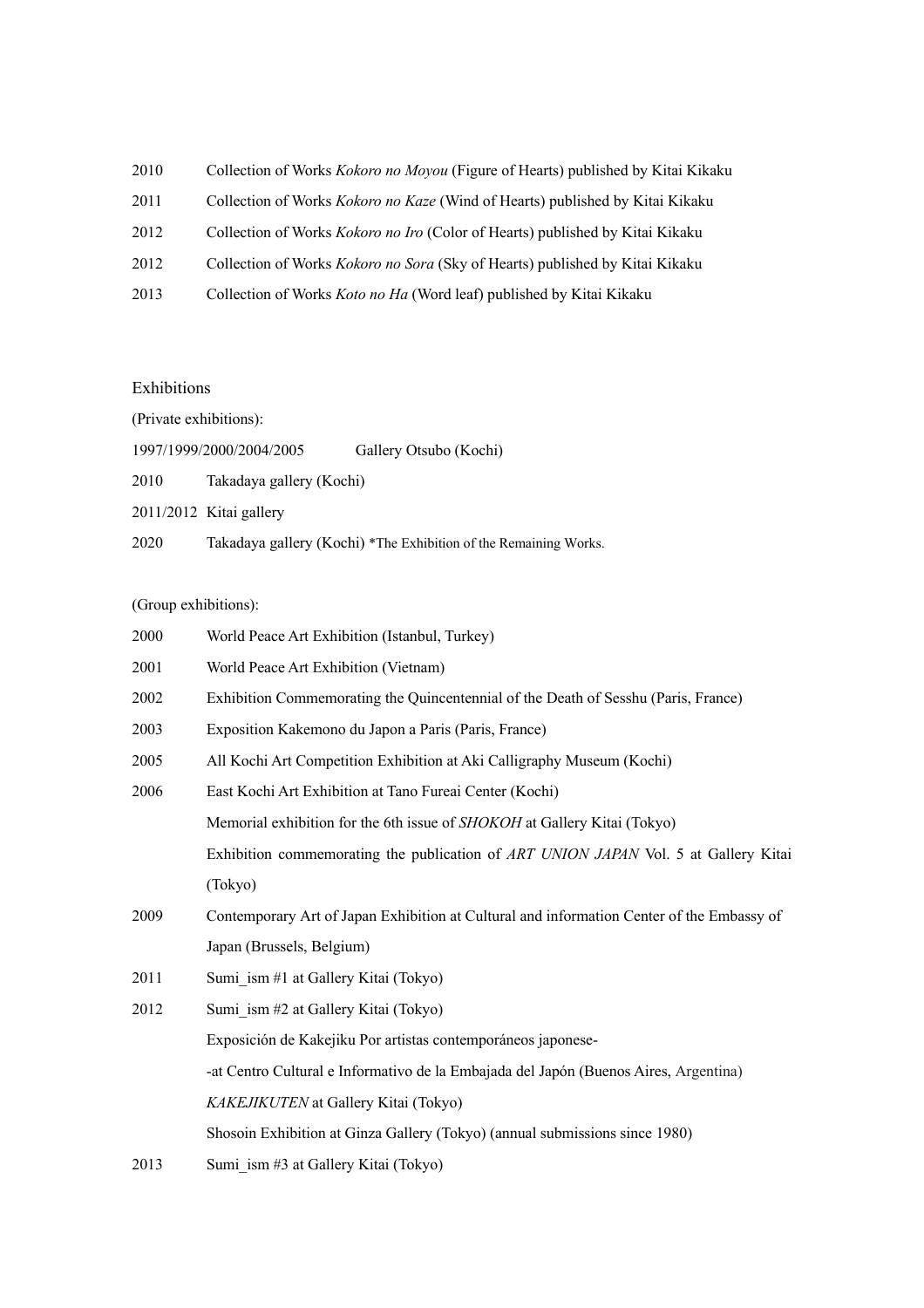2010 Collection of Works *Kokoro no Moyou* (Figure of Hearts) published by Kitai Kikaku

2011 Collection of Works *Kokoro no Kaze* (Wind of Hearts) published by Kitai Kikaku

2012 Collection of Works *Kokoro no Iro* (Color of Hearts) published by Kitai Kikaku

2012 Collection of Works *Kokoro no Sora* (Sky of Hearts) published by Kitai Kikaku

2013 Collection of Works *Koto no Ha* (Word leaf) published by Kitai Kikaku

## Exhibitions

(Private exhibitions):

1997/1999/2000/2004/2005 Gallery Otsubo (Kochi)

2010 Takadaya gallery (Kochi)

2011/2012 Kitai gallery

2020 Takadaya gallery (Kochi) *The Exhibition of the Remaining Works.

(Group exhibitions):

2000 World Peace Art Exhibition (Istanbul, Turkey)

2001 World Peace Art Exhibition (Vietnam)

2002 Exhibition Commemorating the Quincentennial of the Death of Sesshu (Paris, France)

2003 Exposition Kakemono du Japon a Paris (Paris, France)

2005 All Kochi Art Competition Exhibition at Aki Calligraphy Museum (Kochi)

2006 East Kochi Art Exhibition at Tano Fureai Center (Kochi)

Memorial exhibition for the 6th issue of *SHOKOH* at Gallery Kitai (Tokyo)

Exhibition commemorating the publication of *ART UNION JAPAN* Vol. 5 at Gallery Kitai (Tokyo)

2009 Contemporary Art of Japan Exhibition at Cultural and information Center of the Embassy of Japan (Brussels, Belgium)

2011 Sumi_ism #1 at Gallery Kitai (Tokyo)

2012 Sumi_ism #2 at Gallery Kitai (Tokyo)

Exposición de Kakejiku Por artistas contemporáneos japonese-

-at Centro Cultural e Informativo de la Embajada del Japón (Buenos Aires, Argentina)

*KAKEJIKUTEN* at Gallery Kitai (Tokyo)

Shosoin Exhibition at Ginza Gallery (Tokyo) (annual submissions since 1980)

2013 Sumi_ism #3 at Gallery Kitai (Tokyo)